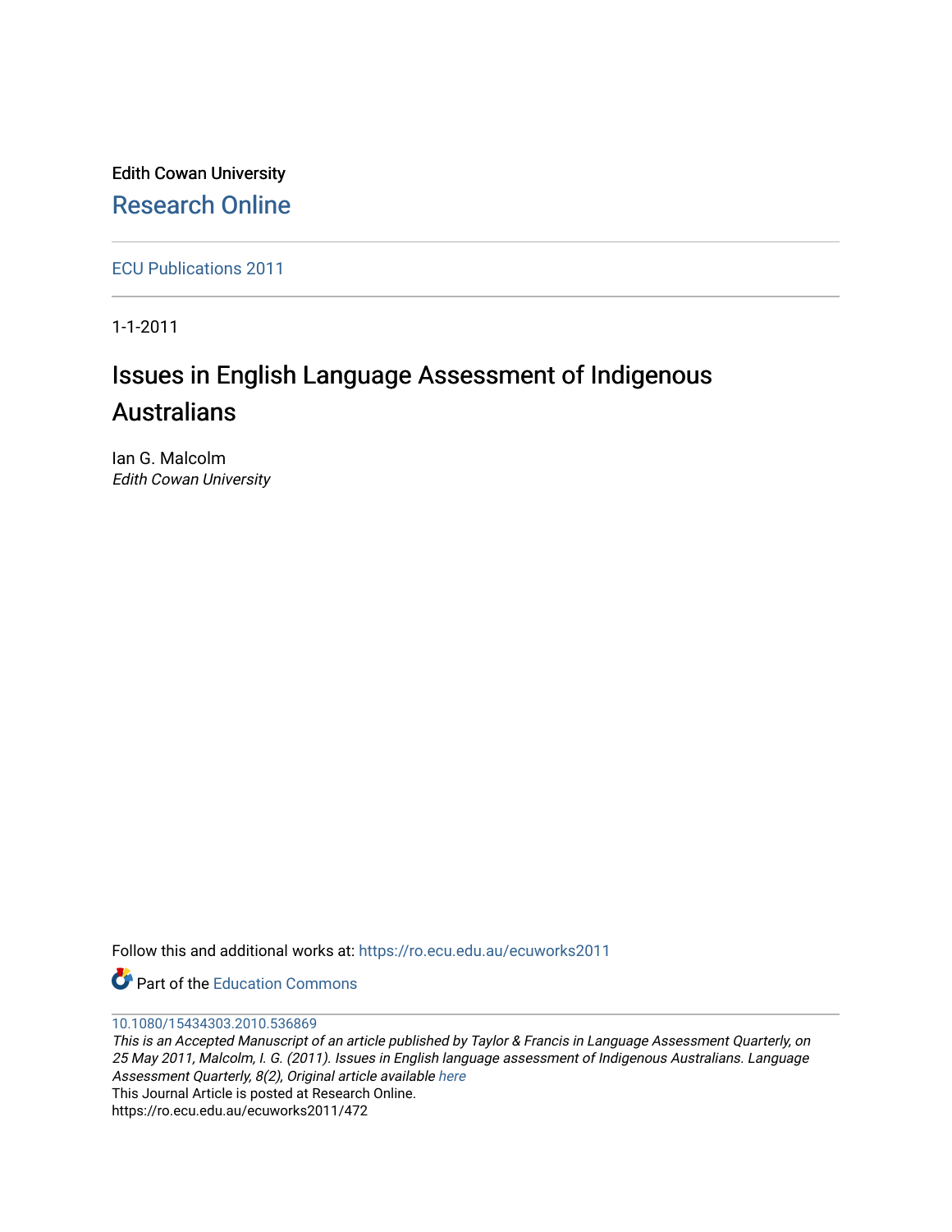Edith Cowan University

Research Online

ECU Publications 2011

1-1-2011

# Issues in English Language Assessment of Indigenous Australians

Ian G. Malcolm
*Edith Cowan University*

Follow this and additional works at: https://ro.ecu.edu.au/ecuworks2011

Part of the Education Commons

10.1080/15434303.2010.536869

*This is an Accepted Manuscript of an article published by Taylor & Francis in Language Assessment Quarterly, on 25 May 2011, Malcolm, I. G. (2011). Issues in English language assessment of Indigenous Australians. Language Assessment Quarterly, 8(2), Original article available here*

This Journal Article is posted at Research Online.
https://ro.ecu.edu.au/ecuworks2011/472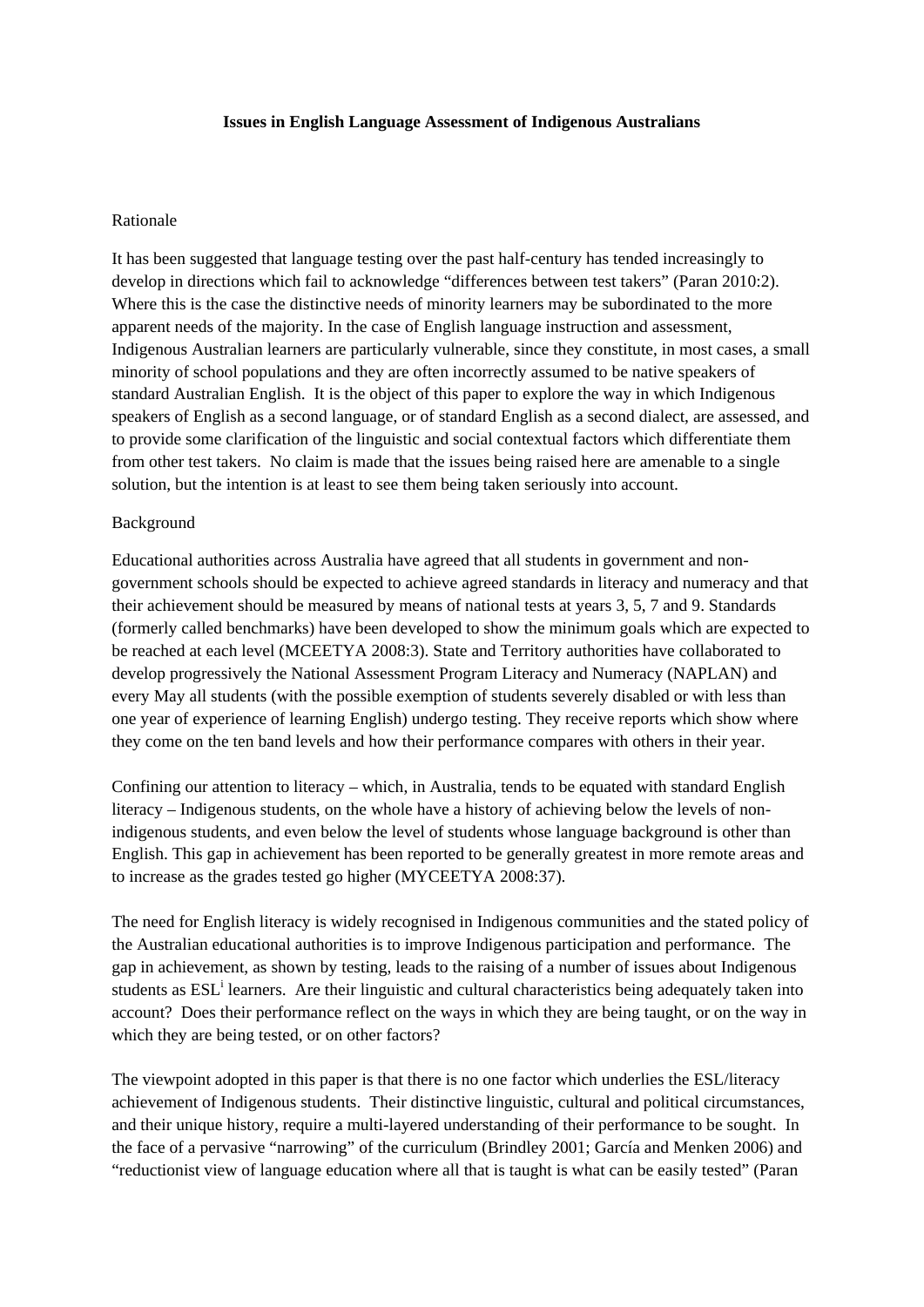**Issues in English Language Assessment of Indigenous Australians**

Rationale

It has been suggested that language testing over the past half-century has tended increasingly to develop in directions which fail to acknowledge "differences between test takers" (Paran 2010:2). Where this is the case the distinctive needs of minority learners may be subordinated to the more apparent needs of the majority. In the case of English language instruction and assessment, Indigenous Australian learners are particularly vulnerable, since they constitute, in most cases, a small minority of school populations and they are often incorrectly assumed to be native speakers of standard Australian English. It is the object of this paper to explore the way in which Indigenous speakers of English as a second language, or of standard English as a second dialect, are assessed, and to provide some clarification of the linguistic and social contextual factors which differentiate them from other test takers. No claim is made that the issues being raised here are amenable to a single solution, but the intention is at least to see them being taken seriously into account.

Background

Educational authorities across Australia have agreed that all students in government and non-government schools should be expected to achieve agreed standards in literacy and numeracy and that their achievement should be measured by means of national tests at years 3, 5, 7 and 9. Standards (formerly called benchmarks) have been developed to show the minimum goals which are expected to be reached at each level (MCEETYA 2008:3). State and Territory authorities have collaborated to develop progressively the National Assessment Program Literacy and Numeracy (NAPLAN) and every May all students (with the possible exemption of students severely disabled or with less than one year of experience of learning English) undergo testing. They receive reports which show where they come on the ten band levels and how their performance compares with others in their year.

Confining our attention to literacy – which, in Australia, tends to be equated with standard English literacy – Indigenous students, on the whole have a history of achieving below the levels of non-indigenous students, and even below the level of students whose language background is other than English. This gap in achievement has been reported to be generally greatest in more remote areas and to increase as the grades tested go higher (MYCEETYA 2008:37).

The need for English literacy is widely recognised in Indigenous communities and the stated policy of the Australian educational authorities is to improve Indigenous participation and performance. The gap in achievement, as shown by testing, leads to the raising of a number of issues about Indigenous students as ESL[i] learners. Are their linguistic and cultural characteristics being adequately taken into account? Does their performance reflect on the ways in which they are being taught, or on the way in which they are being tested, or on other factors?

The viewpoint adopted in this paper is that there is no one factor which underlies the ESL/literacy achievement of Indigenous students. Their distinctive linguistic, cultural and political circumstances, and their unique history, require a multi-layered understanding of their performance to be sought. In the face of a pervasive "narrowing" of the curriculum (Brindley 2001; García and Menken 2006) and "reductionist view of language education where all that is taught is what can be easily tested" (Paran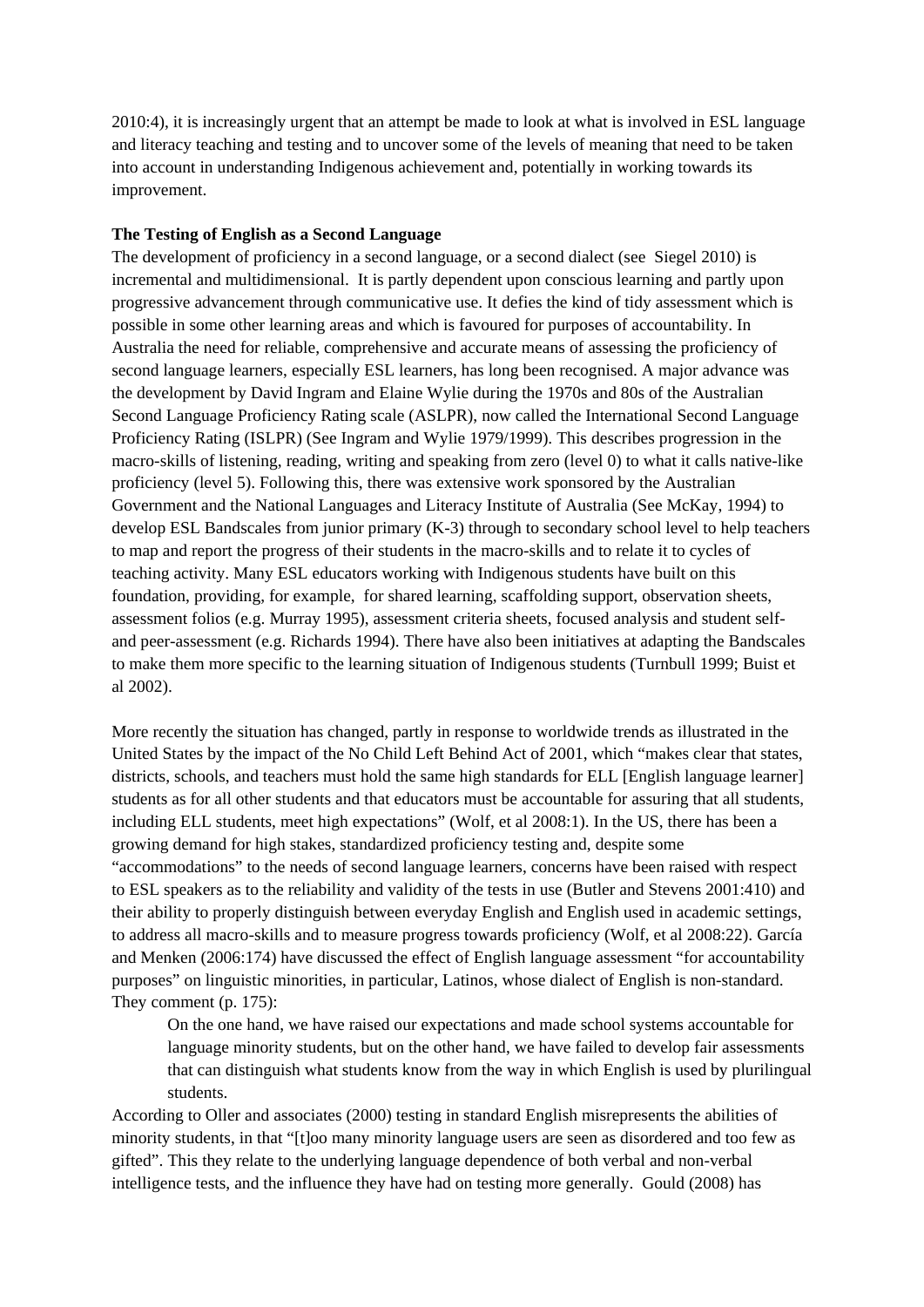2010:4), it is increasingly urgent that an attempt be made to look at what is involved in ESL language and literacy teaching and testing and to uncover some of the levels of meaning that need to be taken into account in understanding Indigenous achievement and, potentially in working towards its improvement.

**The Testing of English as a Second Language**

The development of proficiency in a second language, or a second dialect (see Siegel 2010) is incremental and multidimensional. It is partly dependent upon conscious learning and partly upon progressive advancement through communicative use. It defies the kind of tidy assessment which is possible in some other learning areas and which is favoured for purposes of accountability. In Australia the need for reliable, comprehensive and accurate means of assessing the proficiency of second language learners, especially ESL learners, has long been recognised. A major advance was the development by David Ingram and Elaine Wylie during the 1970s and 80s of the Australian Second Language Proficiency Rating scale (ASLPR), now called the International Second Language Proficiency Rating (ISLPR) (See Ingram and Wylie 1979/1999). This describes progression in the macro-skills of listening, reading, writing and speaking from zero (level 0) to what it calls native-like proficiency (level 5). Following this, there was extensive work sponsored by the Australian Government and the National Languages and Literacy Institute of Australia (See McKay, 1994) to develop ESL Bandscales from junior primary (K-3) through to secondary school level to help teachers to map and report the progress of their students in the macro-skills and to relate it to cycles of teaching activity. Many ESL educators working with Indigenous students have built on this foundation, providing, for example, for shared learning, scaffolding support, observation sheets, assessment folios (e.g. Murray 1995), assessment criteria sheets, focused analysis and student self- and peer-assessment (e.g. Richards 1994). There have also been initiatives at adapting the Bandscales to make them more specific to the learning situation of Indigenous students (Turnbull 1999; Buist et al 2002).

More recently the situation has changed, partly in response to worldwide trends as illustrated in the United States by the impact of the No Child Left Behind Act of 2001, which "makes clear that states, districts, schools, and teachers must hold the same high standards for ELL [English language learner] students as for all other students and that educators must be accountable for assuring that all students, including ELL students, meet high expectations" (Wolf, et al 2008:1). In the US, there has been a growing demand for high stakes, standardized proficiency testing and, despite some "accommodations" to the needs of second language learners, concerns have been raised with respect to ESL speakers as to the reliability and validity of the tests in use (Butler and Stevens 2001:410) and their ability to properly distinguish between everyday English and English used in academic settings, to address all macro-skills and to measure progress towards proficiency (Wolf, et al 2008:22). García and Menken (2006:174) have discussed the effect of English language assessment "for accountability purposes" on linguistic minorities, in particular, Latinos, whose dialect of English is non-standard. They comment (p. 175):

> On the one hand, we have raised our expectations and made school systems accountable for language minority students, but on the other hand, we have failed to develop fair assessments that can distinguish what students know from the way in which English is used by plurilingual students.

According to Oller and associates (2000) testing in standard English misrepresents the abilities of minority students, in that "[t]oo many minority language users are seen as disordered and too few as gifted". This they relate to the underlying language dependence of both verbal and non-verbal intelligence tests, and the influence they have had on testing more generally. Gould (2008) has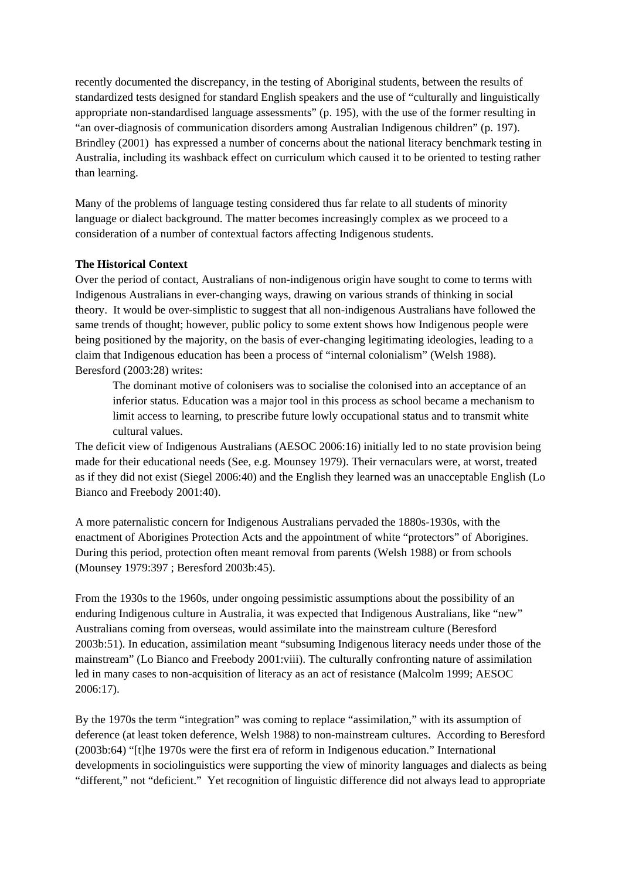recently documented the discrepancy, in the testing of Aboriginal students, between the results of standardized tests designed for standard English speakers and the use of "culturally and linguistically appropriate non-standardised language assessments" (p. 195), with the use of the former resulting in "an over-diagnosis of communication disorders among Australian Indigenous children" (p. 197). Brindley (2001) has expressed a number of concerns about the national literacy benchmark testing in Australia, including its washback effect on curriculum which caused it to be oriented to testing rather than learning.

Many of the problems of language testing considered thus far relate to all students of minority language or dialect background. The matter becomes increasingly complex as we proceed to a consideration of a number of contextual factors affecting Indigenous students.

**The Historical Context**

Over the period of contact, Australians of non-indigenous origin have sought to come to terms with Indigenous Australians in ever-changing ways, drawing on various strands of thinking in social theory. It would be over-simplistic to suggest that all non-indigenous Australians have followed the same trends of thought; however, public policy to some extent shows how Indigenous people were being positioned by the majority, on the basis of ever-changing legitimating ideologies, leading to a claim that Indigenous education has been a process of "internal colonialism" (Welsh 1988). Beresford (2003:28) writes:

> The dominant motive of colonisers was to socialise the colonised into an acceptance of an inferior status. Education was a major tool in this process as school became a mechanism to limit access to learning, to prescribe future lowly occupational status and to transmit white cultural values.

The deficit view of Indigenous Australians (AESOC 2006:16) initially led to no state provision being made for their educational needs (See, e.g. Mounsey 1979). Their vernaculars were, at worst, treated as if they did not exist (Siegel 2006:40) and the English they learned was an unacceptable English (Lo Bianco and Freebody 2001:40).

A more paternalistic concern for Indigenous Australians pervaded the 1880s-1930s, with the enactment of Aborigines Protection Acts and the appointment of white "protectors" of Aborigines. During this period, protection often meant removal from parents (Welsh 1988) or from schools (Mounsey 1979:397 ; Beresford 2003b:45).

From the 1930s to the 1960s, under ongoing pessimistic assumptions about the possibility of an enduring Indigenous culture in Australia, it was expected that Indigenous Australians, like "new" Australians coming from overseas, would assimilate into the mainstream culture (Beresford 2003b:51). In education, assimilation meant "subsuming Indigenous literacy needs under those of the mainstream" (Lo Bianco and Freebody 2001:viii). The culturally confronting nature of assimilation led in many cases to non-acquisition of literacy as an act of resistance (Malcolm 1999; AESOC 2006:17).

By the 1970s the term "integration" was coming to replace "assimilation," with its assumption of deference (at least token deference, Welsh 1988) to non-mainstream cultures. According to Beresford (2003b:64) "[t]he 1970s were the first era of reform in Indigenous education." International developments in sociolinguistics were supporting the view of minority languages and dialects as being "different," not "deficient." Yet recognition of linguistic difference did not always lead to appropriate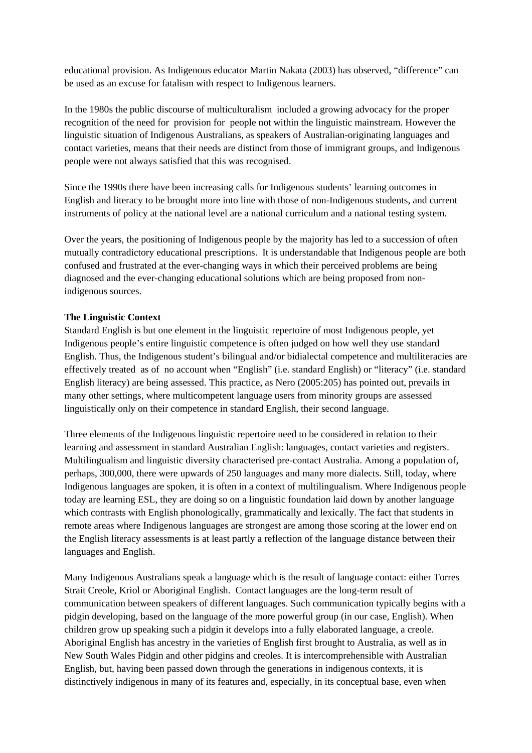educational provision. As Indigenous educator Martin Nakata (2003) has observed, "difference" can be used as an excuse for fatalism with respect to Indigenous learners.

In the 1980s the public discourse of multiculturalism included a growing advocacy for the proper recognition of the need for provision for people not within the linguistic mainstream. However the linguistic situation of Indigenous Australians, as speakers of Australian-originating languages and contact varieties, means that their needs are distinct from those of immigrant groups, and Indigenous people were not always satisfied that this was recognised.

Since the 1990s there have been increasing calls for Indigenous students' learning outcomes in English and literacy to be brought more into line with those of non-Indigenous students, and current instruments of policy at the national level are a national curriculum and a national testing system.

Over the years, the positioning of Indigenous people by the majority has led to a succession of often mutually contradictory educational prescriptions. It is understandable that Indigenous people are both confused and frustrated at the ever-changing ways in which their perceived problems are being diagnosed and the ever-changing educational solutions which are being proposed from non-indigenous sources.

**The Linguistic Context**

Standard English is but one element in the linguistic repertoire of most Indigenous people, yet Indigenous people's entire linguistic competence is often judged on how well they use standard English. Thus, the Indigenous student's bilingual and/or bidialectal competence and multiliteracies are effectively treated as of no account when "English" (i.e. standard English) or "literacy" (i.e. standard English literacy) are being assessed. This practice, as Nero (2005:205) has pointed out, prevails in many other settings, where multicompetent language users from minority groups are assessed linguistically only on their competence in standard English, their second language.

Three elements of the Indigenous linguistic repertoire need to be considered in relation to their learning and assessment in standard Australian English: languages, contact varieties and registers. Multilingualism and linguistic diversity characterised pre-contact Australia. Among a population of, perhaps, 300,000, there were upwards of 250 languages and many more dialects. Still, today, where Indigenous languages are spoken, it is often in a context of multilingualism. Where Indigenous people today are learning ESL, they are doing so on a linguistic foundation laid down by another language which contrasts with English phonologically, grammatically and lexically. The fact that students in remote areas where Indigenous languages are strongest are among those scoring at the lower end on the English literacy assessments is at least partly a reflection of the language distance between their languages and English.

Many Indigenous Australians speak a language which is the result of language contact: either Torres Strait Creole, Kriol or Aboriginal English. Contact languages are the long-term result of communication between speakers of different languages. Such communication typically begins with a pidgin developing, based on the language of the more powerful group (in our case, English). When children grow up speaking such a pidgin it develops into a fully elaborated language, a creole. Aboriginal English has ancestry in the varieties of English first brought to Australia, as well as in New South Wales Pidgin and other pidgins and creoles. It is intercomprehensible with Australian English, but, having been passed down through the generations in indigenous contexts, it is distinctively indigenous in many of its features and, especially, in its conceptual base, even when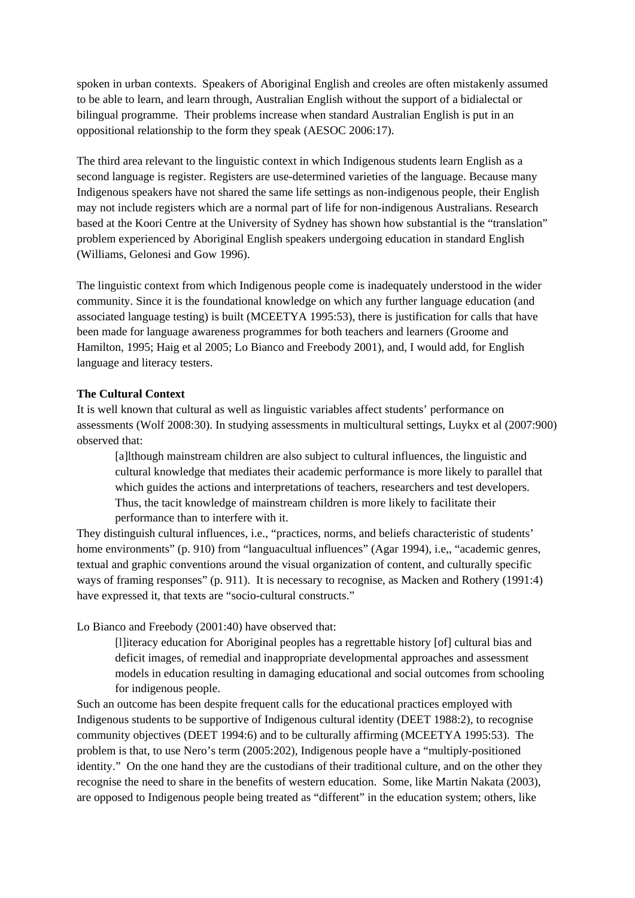spoken in urban contexts. Speakers of Aboriginal English and creoles are often mistakenly assumed to be able to learn, and learn through, Australian English without the support of a bidialectal or bilingual programme. Their problems increase when standard Australian English is put in an oppositional relationship to the form they speak (AESOC 2006:17).

The third area relevant to the linguistic context in which Indigenous students learn English as a second language is register. Registers are use-determined varieties of the language. Because many Indigenous speakers have not shared the same life settings as non-indigenous people, their English may not include registers which are a normal part of life for non-indigenous Australians. Research based at the Koori Centre at the University of Sydney has shown how substantial is the "translation" problem experienced by Aboriginal English speakers undergoing education in standard English (Williams, Gelonesi and Gow 1996).

The linguistic context from which Indigenous people come is inadequately understood in the wider community. Since it is the foundational knowledge on which any further language education (and associated language testing) is built (MCEETYA 1995:53), there is justification for calls that have been made for language awareness programmes for both teachers and learners (Groome and Hamilton, 1995; Haig et al 2005; Lo Bianco and Freebody 2001), and, I would add, for English language and literacy testers.

**The Cultural Context**

It is well known that cultural as well as linguistic variables affect students' performance on assessments (Wolf 2008:30). In studying assessments in multicultural settings, Luykx et al (2007:900) observed that:

> [a]lthough mainstream children are also subject to cultural influences, the linguistic and cultural knowledge that mediates their academic performance is more likely to parallel that which guides the actions and interpretations of teachers, researchers and test developers. Thus, the tacit knowledge of mainstream children is more likely to facilitate their performance than to interfere with it.

They distinguish cultural influences, i.e., "practices, norms, and beliefs characteristic of students' home environments" (p. 910) from "languacultual influences" (Agar 1994), i.e,, "academic genres, textual and graphic conventions around the visual organization of content, and culturally specific ways of framing responses" (p. 911). It is necessary to recognise, as Macken and Rothery (1991:4) have expressed it, that texts are "socio-cultural constructs."

Lo Bianco and Freebody (2001:40) have observed that:

> [l]iteracy education for Aboriginal peoples has a regrettable history [of] cultural bias and deficit images, of remedial and inappropriate developmental approaches and assessment models in education resulting in damaging educational and social outcomes from schooling for indigenous people.

Such an outcome has been despite frequent calls for the educational practices employed with Indigenous students to be supportive of Indigenous cultural identity (DEET 1988:2), to recognise community objectives (DEET 1994:6) and to be culturally affirming (MCEETYA 1995:53). The problem is that, to use Nero's term (2005:202), Indigenous people have a "multiply-positioned identity." On the one hand they are the custodians of their traditional culture, and on the other they recognise the need to share in the benefits of western education. Some, like Martin Nakata (2003), are opposed to Indigenous people being treated as "different" in the education system; others, like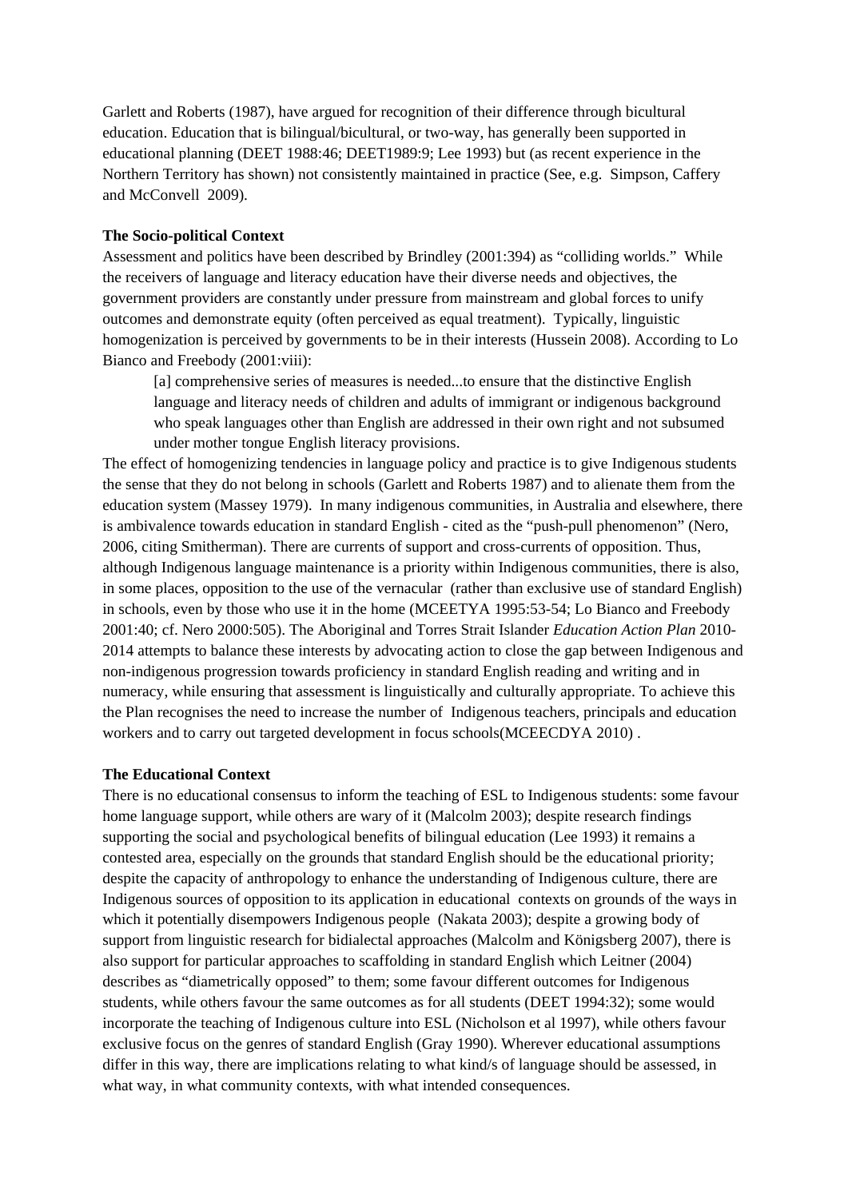Garlett and Roberts (1987), have argued for recognition of their difference through bicultural education. Education that is bilingual/bicultural, or two-way, has generally been supported in educational planning (DEET 1988:46; DEET1989:9; Lee 1993) but (as recent experience in the Northern Territory has shown) not consistently maintained in practice (See, e.g. Simpson, Caffery and McConvell 2009).

**The Socio-political Context**

Assessment and politics have been described by Brindley (2001:394) as "colliding worlds." While the receivers of language and literacy education have their diverse needs and objectives, the government providers are constantly under pressure from mainstream and global forces to unify outcomes and demonstrate equity (often perceived as equal treatment). Typically, linguistic homogenization is perceived by governments to be in their interests (Hussein 2008). According to Lo Bianco and Freebody (2001:viii):

> [a] comprehensive series of measures is needed...to ensure that the distinctive English language and literacy needs of children and adults of immigrant or indigenous background who speak languages other than English are addressed in their own right and not subsumed under mother tongue English literacy provisions.

The effect of homogenizing tendencies in language policy and practice is to give Indigenous students the sense that they do not belong in schools (Garlett and Roberts 1987) and to alienate them from the education system (Massey 1979). In many indigenous communities, in Australia and elsewhere, there is ambivalence towards education in standard English - cited as the "push-pull phenomenon" (Nero, 2006, citing Smitherman). There are currents of support and cross-currents of opposition. Thus, although Indigenous language maintenance is a priority within Indigenous communities, there is also, in some places, opposition to the use of the vernacular (rather than exclusive use of standard English) in schools, even by those who use it in the home (MCEETYA 1995:53-54; Lo Bianco and Freebody 2001:40; cf. Nero 2000:505). The Aboriginal and Torres Strait Islander *Education Action Plan* 2010-2014 attempts to balance these interests by advocating action to close the gap between Indigenous and non-indigenous progression towards proficiency in standard English reading and writing and in numeracy, while ensuring that assessment is linguistically and culturally appropriate. To achieve this the Plan recognises the need to increase the number of Indigenous teachers, principals and education workers and to carry out targeted development in focus schools(MCEECDYA 2010) .

**The Educational Context**

There is no educational consensus to inform the teaching of ESL to Indigenous students: some favour home language support, while others are wary of it (Malcolm 2003); despite research findings supporting the social and psychological benefits of bilingual education (Lee 1993) it remains a contested area, especially on the grounds that standard English should be the educational priority; despite the capacity of anthropology to enhance the understanding of Indigenous culture, there are Indigenous sources of opposition to its application in educational contexts on grounds of the ways in which it potentially disempowers Indigenous people (Nakata 2003); despite a growing body of support from linguistic research for bidialectal approaches (Malcolm and Königsberg 2007), there is also support for particular approaches to scaffolding in standard English which Leitner (2004) describes as "diametrically opposed" to them; some favour different outcomes for Indigenous students, while others favour the same outcomes as for all students (DEET 1994:32); some would incorporate the teaching of Indigenous culture into ESL (Nicholson et al 1997), while others favour exclusive focus on the genres of standard English (Gray 1990). Wherever educational assumptions differ in this way, there are implications relating to what kind/s of language should be assessed, in what way, in what community contexts, with what intended consequences.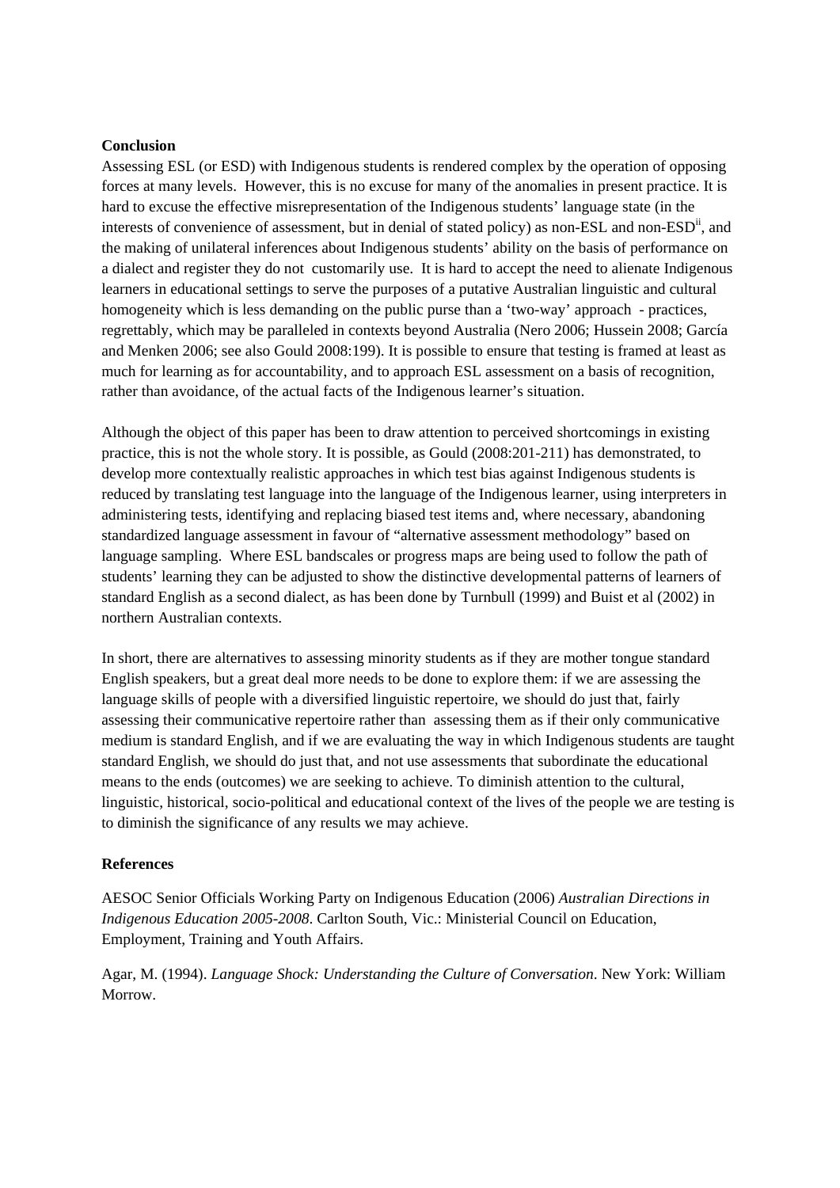**Conclusion**

Assessing ESL (or ESD) with Indigenous students is rendered complex by the operation of opposing forces at many levels. However, this is no excuse for many of the anomalies in present practice. It is hard to excuse the effective misrepresentation of the Indigenous students' language state (in the interests of convenience of assessment, but in denial of stated policy) as non-ESL and non-ESD[ii], and the making of unilateral inferences about Indigenous students' ability on the basis of performance on a dialect and register they do not customarily use. It is hard to accept the need to alienate Indigenous learners in educational settings to serve the purposes of a putative Australian linguistic and cultural homogeneity which is less demanding on the public purse than a 'two-way' approach - practices, regrettably, which may be paralleled in contexts beyond Australia (Nero 2006; Hussein 2008; García and Menken 2006; see also Gould 2008:199). It is possible to ensure that testing is framed at least as much for learning as for accountability, and to approach ESL assessment on a basis of recognition, rather than avoidance, of the actual facts of the Indigenous learner's situation.

Although the object of this paper has been to draw attention to perceived shortcomings in existing practice, this is not the whole story. It is possible, as Gould (2008:201-211) has demonstrated, to develop more contextually realistic approaches in which test bias against Indigenous students is reduced by translating test language into the language of the Indigenous learner, using interpreters in administering tests, identifying and replacing biased test items and, where necessary, abandoning standardized language assessment in favour of "alternative assessment methodology" based on language sampling. Where ESL bandscales or progress maps are being used to follow the path of students' learning they can be adjusted to show the distinctive developmental patterns of learners of standard English as a second dialect, as has been done by Turnbull (1999) and Buist et al (2002) in northern Australian contexts.

In short, there are alternatives to assessing minority students as if they are mother tongue standard English speakers, but a great deal more needs to be done to explore them: if we are assessing the language skills of people with a diversified linguistic repertoire, we should do just that, fairly assessing their communicative repertoire rather than assessing them as if their only communicative medium is standard English, and if we are evaluating the way in which Indigenous students are taught standard English, we should do just that, and not use assessments that subordinate the educational means to the ends (outcomes) we are seeking to achieve. To diminish attention to the cultural, linguistic, historical, socio-political and educational context of the lives of the people we are testing is to diminish the significance of any results we may achieve.

**References**

AESOC Senior Officials Working Party on Indigenous Education (2006) *Australian Directions in Indigenous Education 2005-2008*. Carlton South, Vic.: Ministerial Council on Education, Employment, Training and Youth Affairs.

Agar, M. (1994). *Language Shock: Understanding the Culture of Conversation*. New York: William Morrow.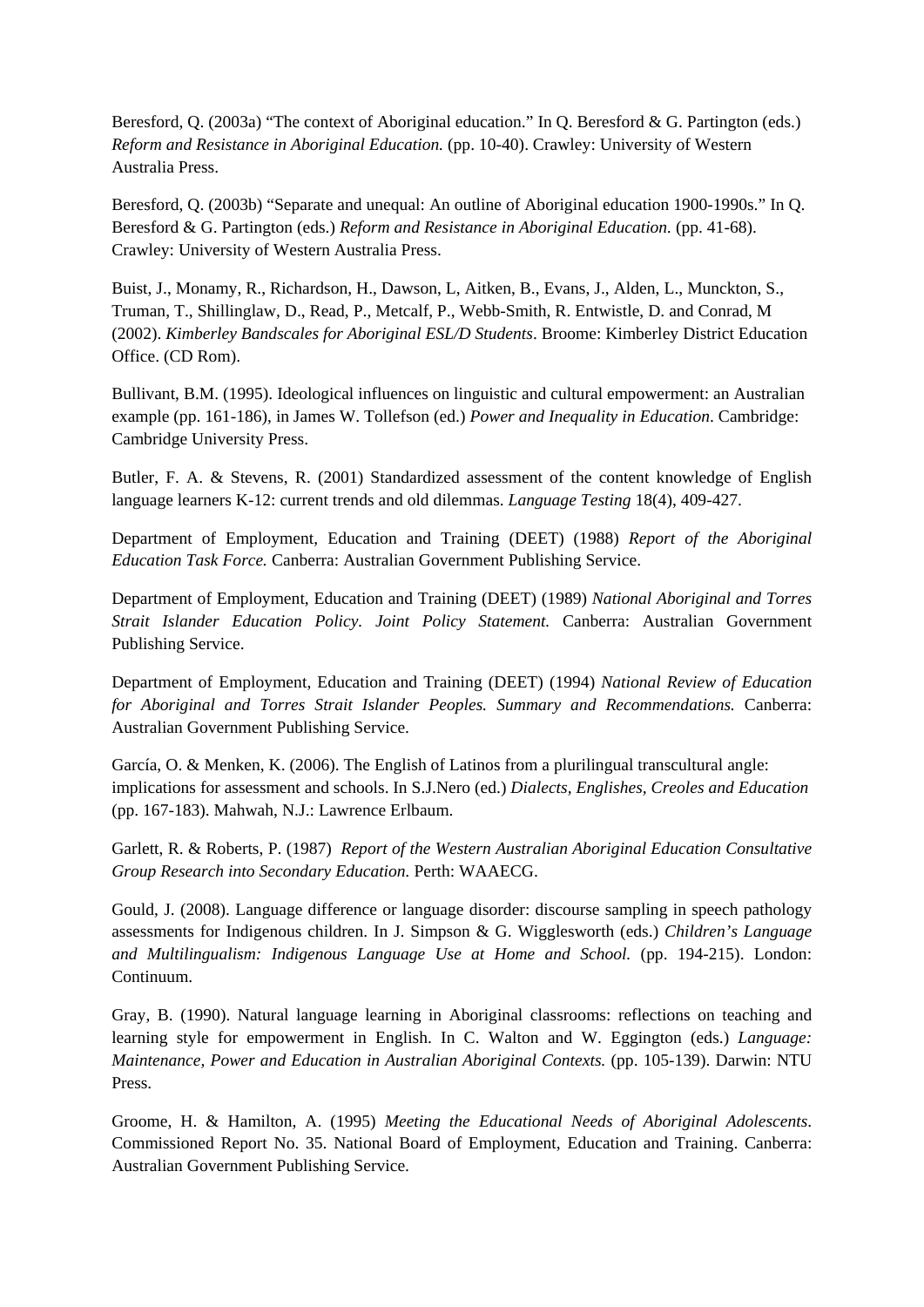Beresford, Q. (2003a) "The context of Aboriginal education." In Q. Beresford & G. Partington (eds.) *Reform and Resistance in Aboriginal Education.* (pp. 10-40). Crawley: University of Western Australia Press.

Beresford, Q. (2003b) "Separate and unequal: An outline of Aboriginal education 1900-1990s." In Q. Beresford & G. Partington (eds.) *Reform and Resistance in Aboriginal Education.* (pp. 41-68). Crawley: University of Western Australia Press.

Buist, J., Monamy, R., Richardson, H., Dawson, L, Aitken, B., Evans, J., Alden, L., Munckton, S., Truman, T., Shillinglaw, D., Read, P., Metcalf, P., Webb-Smith, R. Entwistle, D. and Conrad, M (2002). *Kimberley Bandscales for Aboriginal ESL/D Students*. Broome: Kimberley District Education Office. (CD Rom).

Bullivant, B.M. (1995). Ideological influences on linguistic and cultural empowerment: an Australian example (pp. 161-186), in James W. Tollefson (ed.) *Power and Inequality in Education*. Cambridge: Cambridge University Press.

Butler, F. A. & Stevens, R. (2001) Standardized assessment of the content knowledge of English language learners K-12: current trends and old dilemmas. *Language Testing* 18(4), 409-427.

Department of Employment, Education and Training (DEET) (1988) *Report of the Aboriginal Education Task Force.* Canberra: Australian Government Publishing Service.

Department of Employment, Education and Training (DEET) (1989) *National Aboriginal and Torres Strait Islander Education Policy. Joint Policy Statement.* Canberra: Australian Government Publishing Service.

Department of Employment, Education and Training (DEET) (1994) *National Review of Education for Aboriginal and Torres Strait Islander Peoples. Summary and Recommendations.* Canberra: Australian Government Publishing Service.

García, O. & Menken, K. (2006). The English of Latinos from a plurilingual transcultural angle: implications for assessment and schools. In S.J.Nero (ed.) *Dialects, Englishes, Creoles and Education* (pp. 167-183). Mahwah, N.J.: Lawrence Erlbaum.

Garlett, R. & Roberts, P. (1987) *Report of the Western Australian Aboriginal Education Consultative Group Research into Secondary Education.* Perth: WAAECG.

Gould, J. (2008). Language difference or language disorder: discourse sampling in speech pathology assessments for Indigenous children. In J. Simpson & G. Wigglesworth (eds.) *Children's Language and Multilingualism: Indigenous Language Use at Home and School.* (pp. 194-215). London: Continuum.

Gray, B. (1990). Natural language learning in Aboriginal classrooms: reflections on teaching and learning style for empowerment in English. In C. Walton and W. Eggington (eds.) *Language: Maintenance, Power and Education in Australian Aboriginal Contexts.* (pp. 105-139). Darwin: NTU Press.

Groome, H. & Hamilton, A. (1995) *Meeting the Educational Needs of Aboriginal Adolescents*. Commissioned Report No. 35. National Board of Employment, Education and Training. Canberra: Australian Government Publishing Service.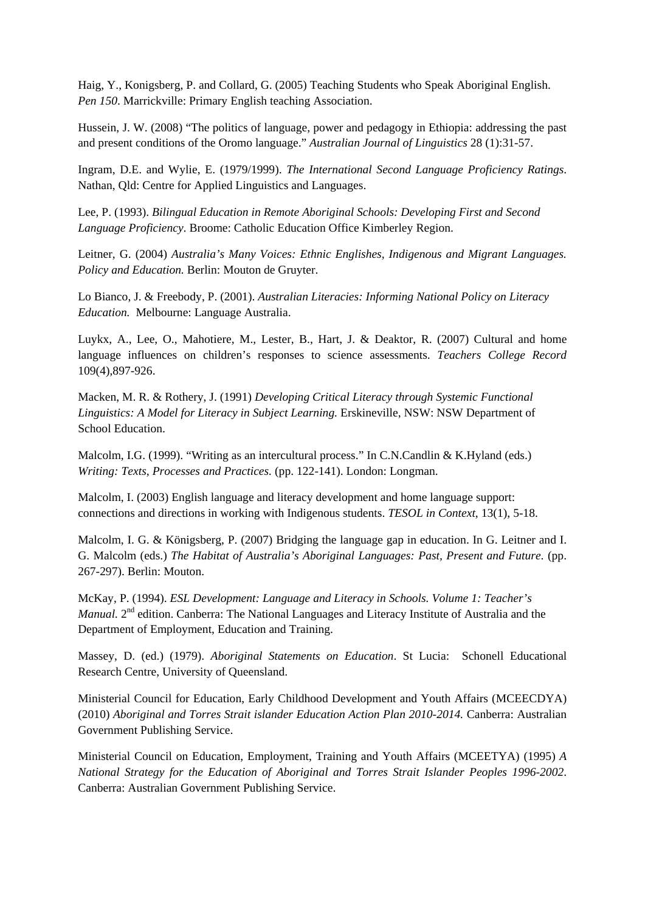Haig, Y., Konigsberg, P. and Collard, G. (2005) Teaching Students who Speak Aboriginal English. *Pen 150*. Marrickville: Primary English teaching Association.

Hussein, J. W. (2008) "The politics of language, power and pedagogy in Ethiopia: addressing the past and present conditions of the Oromo language." *Australian Journal of Linguistics* 28 (1):31-57.

Ingram, D.E. and Wylie, E. (1979/1999). *The International Second Language Proficiency Ratings*. Nathan, Qld: Centre for Applied Linguistics and Languages.

Lee, P. (1993). *Bilingual Education in Remote Aboriginal Schools: Developing First and Second Language Proficiency*. Broome: Catholic Education Office Kimberley Region.

Leitner, G. (2004) *Australia's Many Voices: Ethnic Englishes, Indigenous and Migrant Languages. Policy and Education.* Berlin: Mouton de Gruyter.

Lo Bianco, J. & Freebody, P. (2001). *Australian Literacies: Informing National Policy on Literacy Education.* Melbourne: Language Australia.

Luykx, A., Lee, O., Mahotiere, M., Lester, B., Hart, J. & Deaktor, R. (2007) Cultural and home language influences on children's responses to science assessments. *Teachers College Record* 109(4),897-926.

Macken, M. R. & Rothery, J. (1991) *Developing Critical Literacy through Systemic Functional Linguistics: A Model for Literacy in Subject Learning.* Erskineville, NSW: NSW Department of School Education.

Malcolm, I.G. (1999). "Writing as an intercultural process." In C.N.Candlin & K.Hyland (eds.) *Writing: Texts, Processes and Practices*. (pp. 122-141). London: Longman.

Malcolm, I. (2003) English language and literacy development and home language support: connections and directions in working with Indigenous students. *TESOL in Context*, 13(1), 5-18.

Malcolm, I. G. & Königsberg, P. (2007) Bridging the language gap in education. In G. Leitner and I. G. Malcolm (eds.) *The Habitat of Australia's Aboriginal Languages: Past, Present and Future*. (pp. 267-297). Berlin: Mouton.

McKay, P. (1994). *ESL Development: Language and Literacy in Schools. Volume 1: Teacher's Manual.* 2nd edition. Canberra: The National Languages and Literacy Institute of Australia and the Department of Employment, Education and Training.

Massey, D. (ed.) (1979). *Aboriginal Statements on Education*. St Lucia: Schonell Educational Research Centre, University of Queensland.

Ministerial Council for Education, Early Childhood Development and Youth Affairs (MCEECDYA) (2010) *Aboriginal and Torres Strait islander Education Action Plan 2010-2014.* Canberra: Australian Government Publishing Service.

Ministerial Council on Education, Employment, Training and Youth Affairs (MCEETYA) (1995) *A National Strategy for the Education of Aboriginal and Torres Strait Islander Peoples 1996-2002*. Canberra: Australian Government Publishing Service.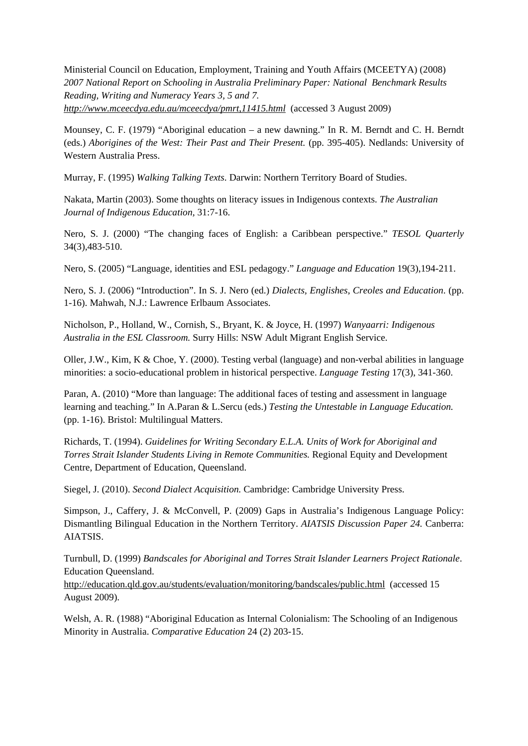Ministerial Council on Education, Employment, Training and Youth Affairs (MCEETYA) (2008) *2007 National Report on Schooling in Australia Preliminary Paper: National Benchmark Results Reading, Writing and Numeracy Years 3, 5 and 7.* *http://www.mceecdya.edu.au/mceecdya/pmrt,11415.html* (accessed 3 August 2009)

Mounsey, C. F. (1979) "Aboriginal education – a new dawning." In R. M. Berndt and C. H. Berndt (eds.) *Aborigines of the West: Their Past and Their Present.* (pp. 395-405). Nedlands: University of Western Australia Press.

Murray, F. (1995) *Walking Talking Texts*. Darwin: Northern Territory Board of Studies.

Nakata, Martin (2003). Some thoughts on literacy issues in Indigenous contexts. *The Australian Journal of Indigenous Education*, 31:7-16.

Nero, S. J. (2000) "The changing faces of English: a Caribbean perspective." *TESOL Quarterly* 34(3),483-510.

Nero, S. (2005) "Language, identities and ESL pedagogy." *Language and Education* 19(3),194-211.

Nero, S. J. (2006) "Introduction". In S. J. Nero (ed.) *Dialects, Englishes, Creoles and Education*. (pp. 1-16). Mahwah, N.J.: Lawrence Erlbaum Associates.

Nicholson, P., Holland, W., Cornish, S., Bryant, K. & Joyce, H. (1997) *Wanyaarri: Indigenous Australia in the ESL Classroom.* Surry Hills: NSW Adult Migrant English Service.

Oller, J.W., Kim, K & Choe, Y. (2000). Testing verbal (language) and non-verbal abilities in language minorities: a socio-educational problem in historical perspective. *Language Testing* 17(3), 341-360.

Paran, A. (2010) "More than language: The additional faces of testing and assessment in language learning and teaching." In A.Paran & L.Sercu (eds.) *Testing the Untestable in Language Education.* (pp. 1-16). Bristol: Multilingual Matters.

Richards, T. (1994). *Guidelines for Writing Secondary E.L.A. Units of Work for Aboriginal and Torres Strait Islander Students Living in Remote Communities.* Regional Equity and Development Centre, Department of Education, Queensland.

Siegel, J. (2010). *Second Dialect Acquisition.* Cambridge: Cambridge University Press.

Simpson, J., Caffery, J. & McConvell, P. (2009) Gaps in Australia's Indigenous Language Policy: Dismantling Bilingual Education in the Northern Territory. *AIATSIS Discussion Paper 24.* Canberra: AIATSIS.

Turnbull, D. (1999) *Bandscales for Aboriginal and Torres Strait Islander Learners Project Rationale*. Education Queensland. http://education.qld.gov.au/students/evaluation/monitoring/bandscales/public.html (accessed 15 August 2009).

Welsh, A. R. (1988) "Aboriginal Education as Internal Colonialism: The Schooling of an Indigenous Minority in Australia. *Comparative Education* 24 (2) 203-15.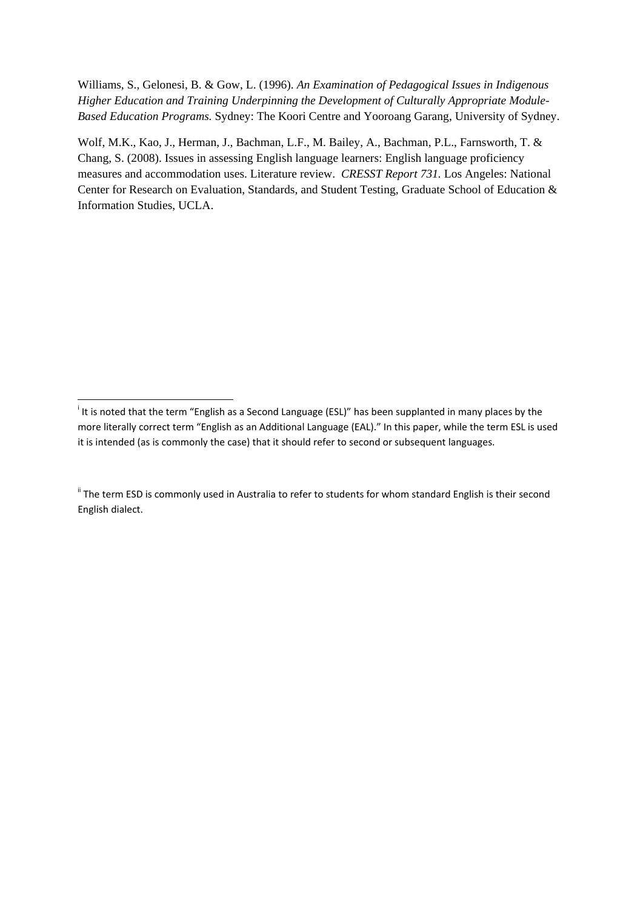Williams, S., Gelonesi, B. & Gow, L. (1996). *An Examination of Pedagogical Issues in Indigenous Higher Education and Training Underpinning the Development of Culturally Appropriate Module-Based Education Programs.* Sydney: The Koori Centre and Yooroang Garang, University of Sydney.

Wolf, M.K., Kao, J., Herman, J., Bachman, L.F., M. Bailey, A., Bachman, P.L., Farnsworth, T. & Chang, S. (2008). Issues in assessing English language learners: English language proficiency measures and accommodation uses. Literature review. *CRESST Report 731.* Los Angeles: National Center for Research on Evaluation, Standards, and Student Testing, Graduate School of Education & Information Studies, UCLA.

---

[i] It is noted that the term "English as a Second Language (ESL)" has been supplanted in many places by the more literally correct term "English as an Additional Language (EAL)." In this paper, while the term ESL is used it is intended (as is commonly the case) that it should refer to second or subsequent languages.

[ii] The term ESD is commonly used in Australia to refer to students for whom standard English is their second English dialect.